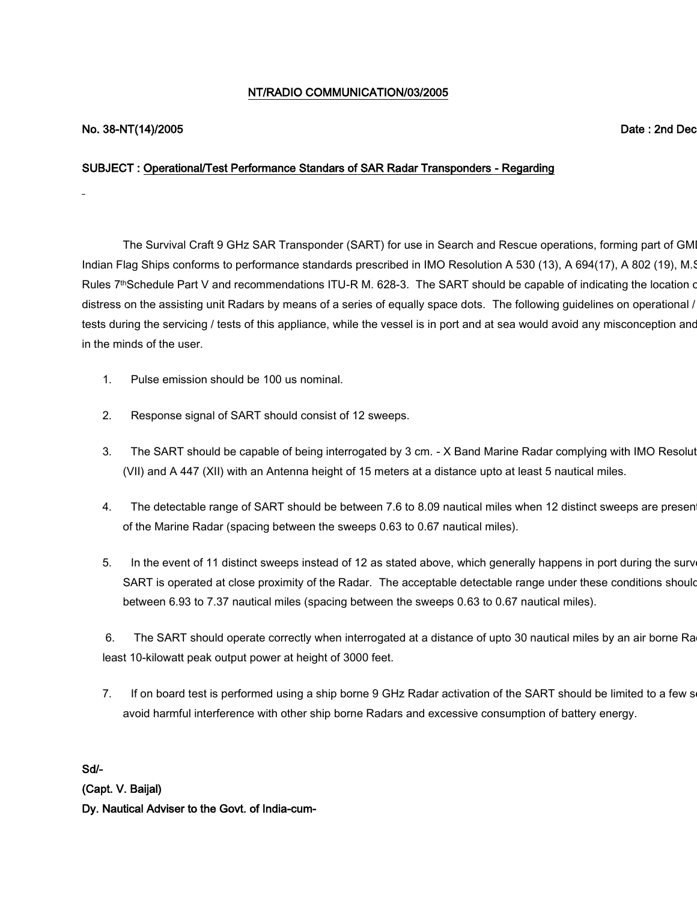NT/RADIO COMMUNICATION/03/2005

No. 38-NT(14)/2005 Date : 2nd Dec

SUBJECT : Operational/Test Performance Standards of SAR Radar Transponders - Regarding

The Survival Craft 9 GHz SAR Transponder (SART) for use in Search and Rescue operations, forming part of GMI Indian Flag Ships conforms to performance standards prescribed in IMO Resolution A 530 (13), A 694(17), A 802 (19), M.S Rules 7th Schedule Part V and recommendations ITU-R M. 628-3. The SART should be capable of indicating the location c distress on the assisting unit Radars by means of a series of equally space dots. The following guidelines on operational / tests during the servicing / tests of this appliance, while the vessel is in port and at sea would avoid any misconception and in the minds of the user.

1. Pulse emission should be 100 us nominal.
2. Response signal of SART should consist of 12 sweeps.
3. The SART should be capable of being interrogated by 3 cm. - X Band Marine Radar complying with IMO Resolut (VII) and A 447 (XII) with an Antenna height of 15 meters at a distance upto at least 5 nautical miles.
4. The detectable range of SART should be between 7.6 to 8.09 nautical miles when 12 distinct sweeps are present of the Marine Radar (spacing between the sweeps 0.63 to 0.67 nautical miles).
5. In the event of 11 distinct sweeps instead of 12 as stated above, which generally happens in port during the surve SART is operated at close proximity of the Radar. The acceptable detectable range under these conditions should between 6.93 to 7.37 nautical miles (spacing between the sweeps 0.63 to 0.67 nautical miles).
6. The SART should operate correctly when interrogated at a distance of upto 30 nautical miles by an air borne Ra least 10-kilowatt peak output power at height of 3000 feet.
7. If on board test is performed using a ship borne 9 GHz Radar activation of the SART should be limited to a few se avoid harmful interference with other ship borne Radars and excessive consumption of battery energy.

Sd/-
(Capt. V. Baijal)
Dy. Nautical Adviser to the Govt. of India-cum-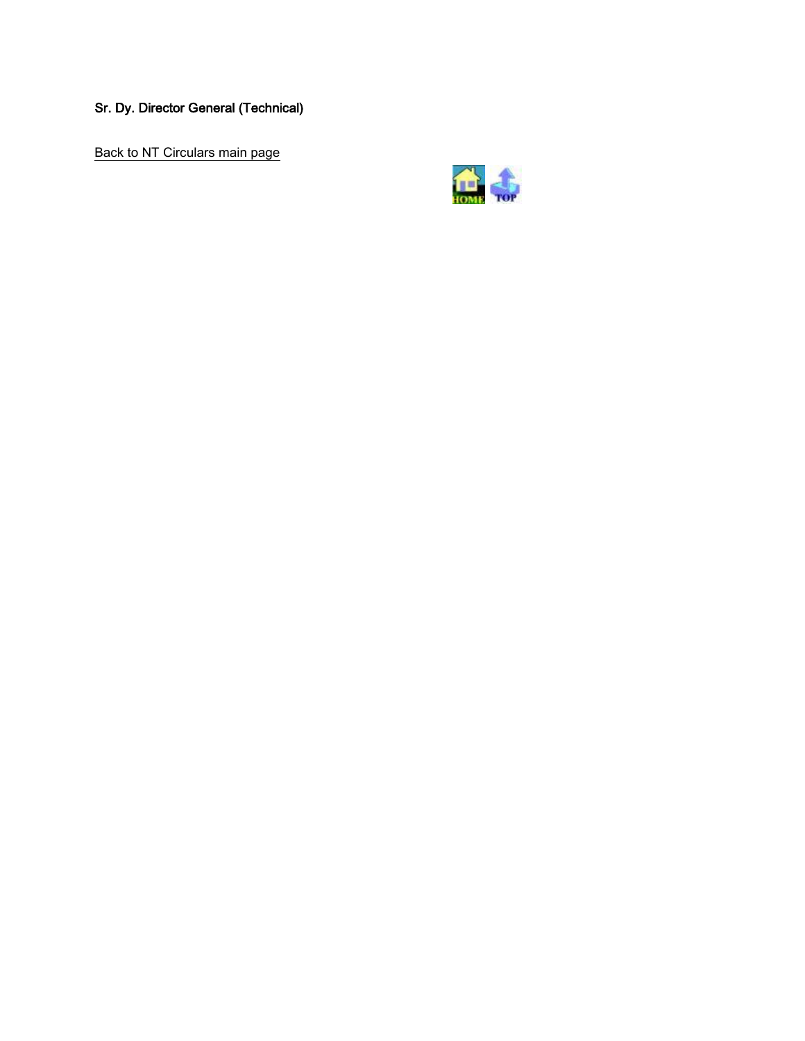Sr. Dy. Director General (Technical)

Back to NT Circulars main page